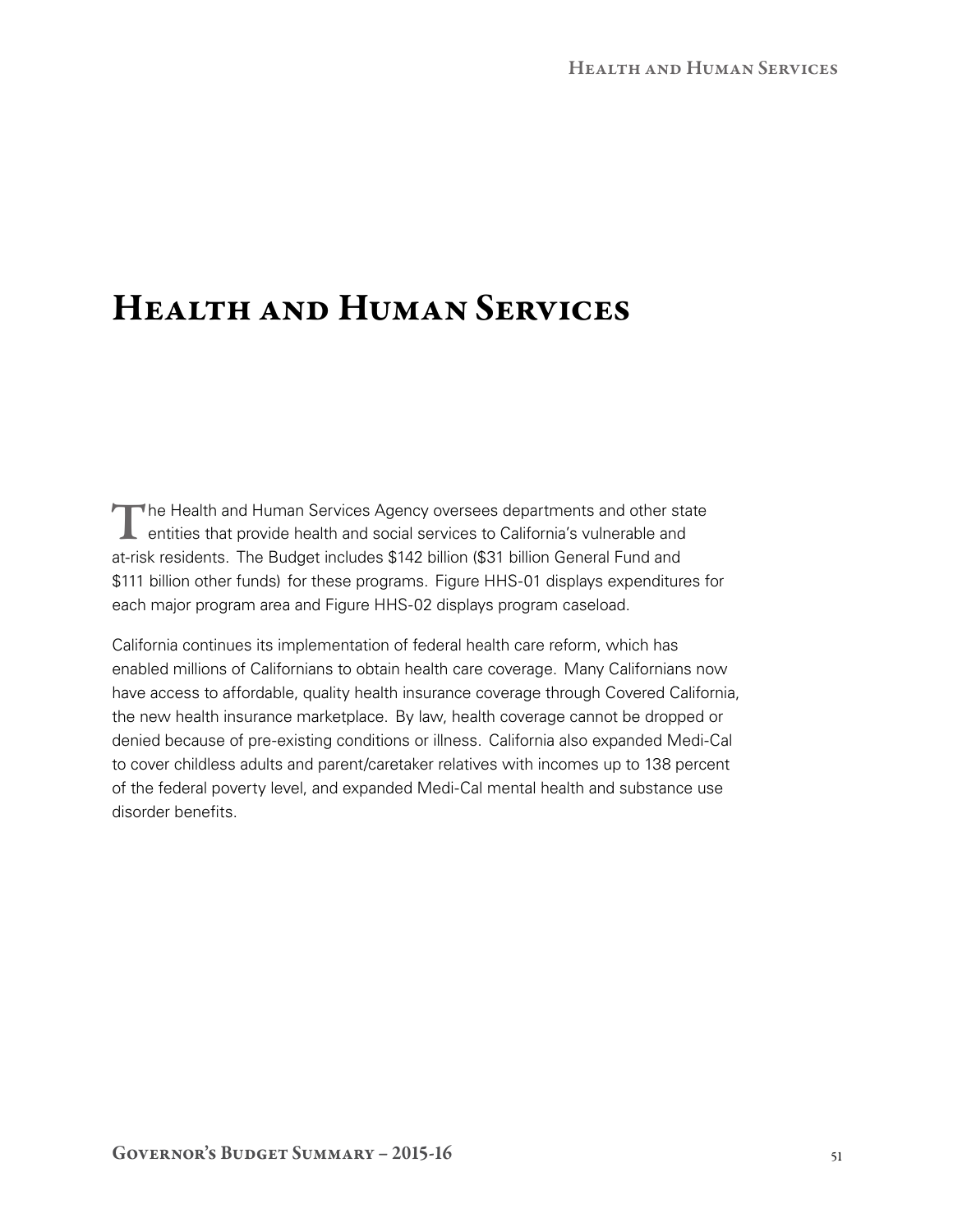# Health and Human Services

The Health and Human Services Agency oversees departments and other state entities that provide health and social services to California's vulnerable and at-risk residents. The Budget includes $142 billion ($31 billion General Fund and $111 billion other funds) for these programs. Figure HHS-01 displays expenditures for each major program area and Figure HHS-02 displays program caseload.

California continues its implementation of federal health care reform, which has enabled millions of Californians to obtain health care coverage. Many Californians now have access to affordable, quality health insurance coverage through Covered California, the new health insurance marketplace. By law, health coverage cannot be dropped or denied because of pre-existing conditions or illness. California also expanded Medi-Cal to cover childless adults and parent/caretaker relatives with incomes up to 138 percent of the federal poverty level, and expanded Medi-Cal mental health and substance use disorder benefits.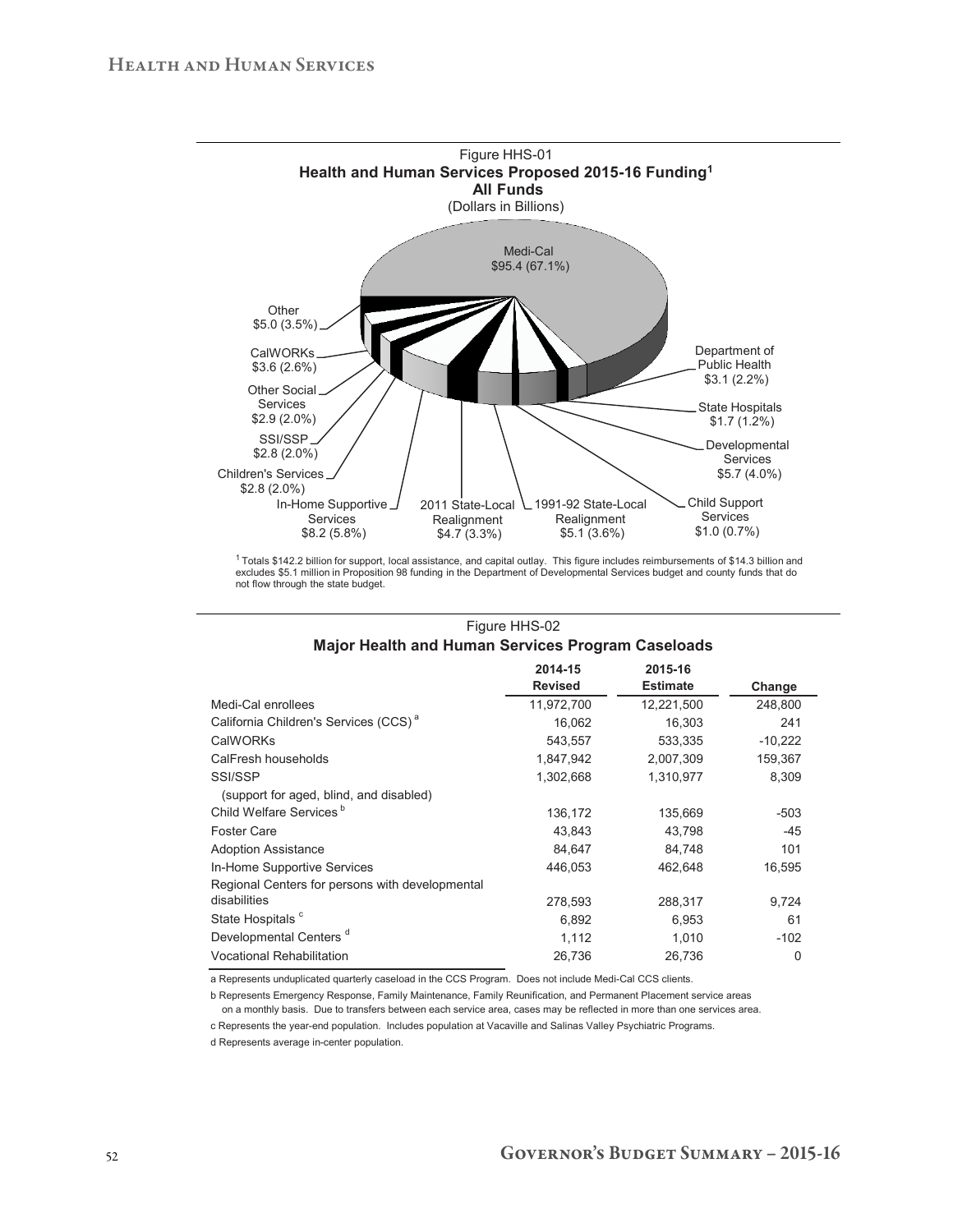Figure HHS-01
**Health and Human Services Proposed 2015-16 Funding[1]**
**All Funds**
(Dollars in Billions)

Medi-Cal $95.4 (67.1%)

Department of Public Health $3.1 (2.2%)

State Hospitals $1.7 (1.2%)

Developmental Services $5.7 (4.0%)

Child Support Services $1.0 (0.7%)

1991-92 State-Local Realignment $5.1 (3.6%)

2011 State-Local Realignment $4.7 (3.3%)

In-Home Supportive Services $8.2 (5.8%)

Children's Services $2.8 (2.0%)

SSI/SSP $2.8 (2.0%)

Other Social Services $2.9 (2.0%)

CalWORKs $3.6 (2.6%)

Other $5.0 (3.5%)

[1] Totals $142.2 billion for support, local assistance, and capital outlay. This figure includes reimbursements of $14.3 billion and excludes $5.1 million in Proposition 98 funding in the Department of Developmental Services budget and county funds that do not flow through the state budget.

Figure HHS-02
**Major Health and Human Services Program Caseloads**

| | 2014-15 Revised | 2015-16 Estimate | Change |
|---|---|---|---|
| Medi-Cal enrollees | 11,972,700 | 12,221,500 | 248,800 |
| California Children's Services (CCS) [a] | 16,062 | 16,303 | 241 |
| CalWORKs | 543,557 | 533,335 | -10,222 |
| CalFresh households | 1,847,942 | 2,007,309 | 159,367 |
| SSI/SSP (support for aged, blind, and disabled) | 1,302,668 | 1,310,977 | 8,309 |
| Child Welfare Services [b] | 136,172 | 135,669 | -503 |
| Foster Care | 43,843 | 43,798 | -45 |
| Adoption Assistance | 84,647 | 84,748 | 101 |
| In-Home Supportive Services | 446,053 | 462,648 | 16,595 |
| Regional Centers for persons with developmental disabilities | 278,593 | 288,317 | 9,724 |
| State Hospitals [c] | 6,892 | 6,953 | 61 |
| Developmental Centers [d] | 1,112 | 1,010 | -102 |
| Vocational Rehabilitation | 26,736 | 26,736 | 0 |

a Represents unduplicated quarterly caseload in the CCS Program. Does not include Medi-Cal CCS clients.

b Represents Emergency Response, Family Maintenance, Family Reunification, and Permanent Placement service areas on a monthly basis. Due to transfers between each service area, cases may be reflected in more than one services area.

c Represents the year-end population. Includes population at Vacaville and Salinas Valley Psychiatric Programs.

d Represents average in-center population.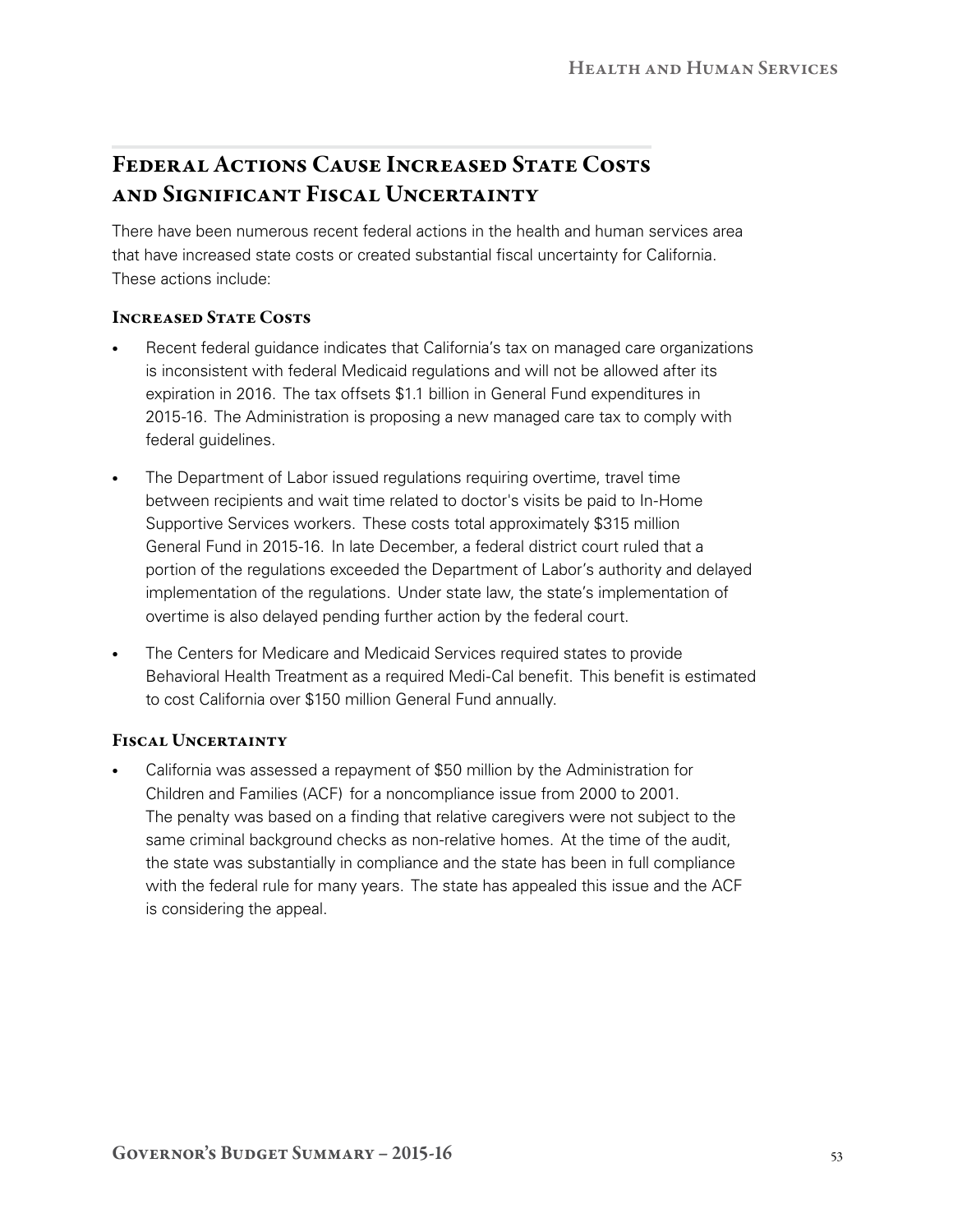## Federal Actions Cause Increased State Costs and Significant Fiscal Uncertainty

There have been numerous recent federal actions in the health and human services area that have increased state costs or created substantial fiscal uncertainty for California. These actions include:

### Increased State Costs

- Recent federal guidance indicates that California's tax on managed care organizations is inconsistent with federal Medicaid regulations and will not be allowed after its expiration in 2016. The tax offsets $1.1 billion in General Fund expenditures in 2015-16. The Administration is proposing a new managed care tax to comply with federal guidelines.
- The Department of Labor issued regulations requiring overtime, travel time between recipients and wait time related to doctor's visits be paid to In-Home Supportive Services workers. These costs total approximately $315 million General Fund in 2015-16. In late December, a federal district court ruled that a portion of the regulations exceeded the Department of Labor's authority and delayed implementation of the regulations. Under state law, the state's implementation of overtime is also delayed pending further action by the federal court.
- The Centers for Medicare and Medicaid Services required states to provide Behavioral Health Treatment as a required Medi-Cal benefit. This benefit is estimated to cost California over $150 million General Fund annually.

### Fiscal Uncertainty

- California was assessed a repayment of $50 million by the Administration for Children and Families (ACF) for a noncompliance issue from 2000 to 2001. The penalty was based on a finding that relative caregivers were not subject to the same criminal background checks as non-relative homes. At the time of the audit, the state was substantially in compliance and the state has been in full compliance with the federal rule for many years. The state has appealed this issue and the ACF is considering the appeal.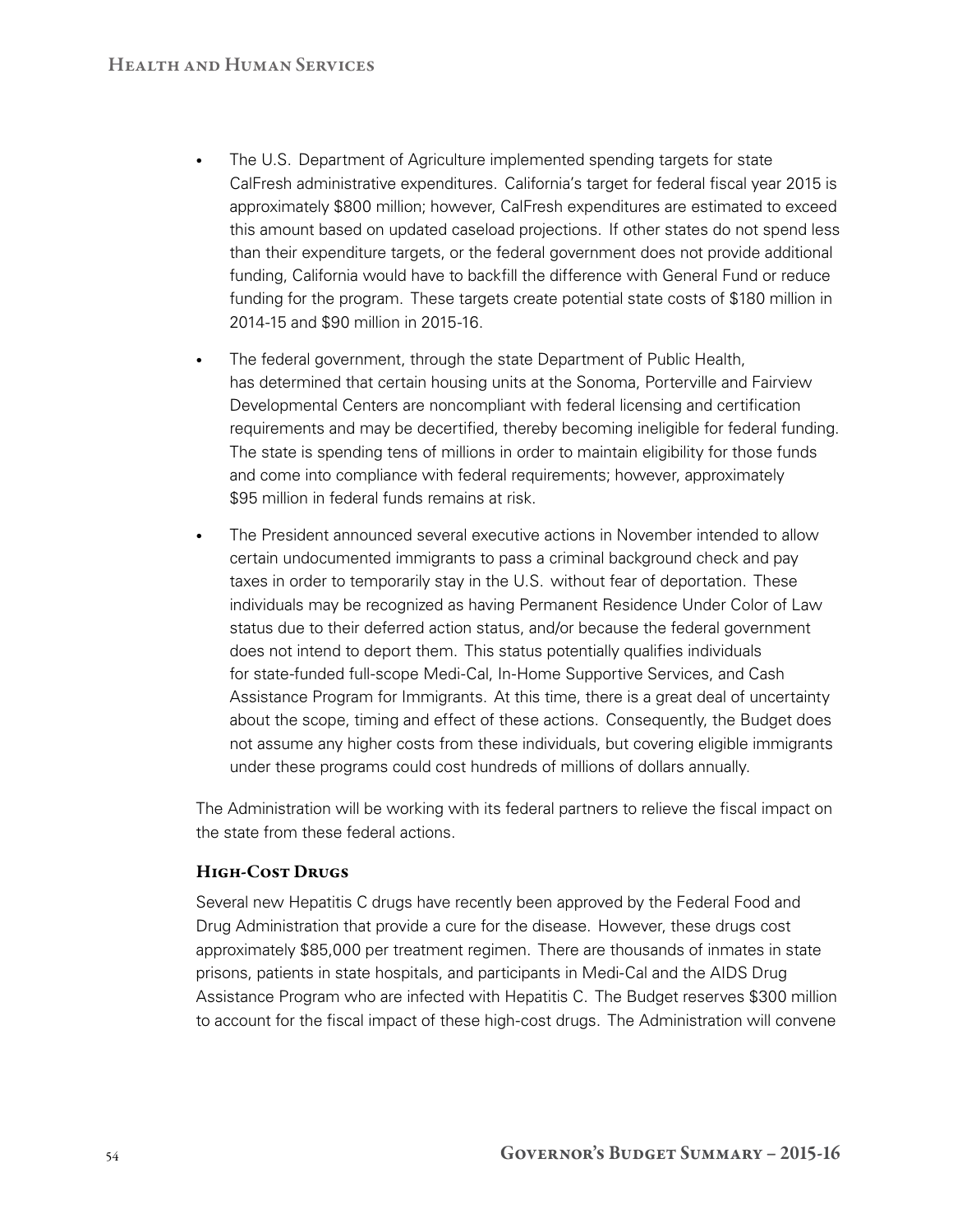- The U.S. Department of Agriculture implemented spending targets for state CalFresh administrative expenditures. California's target for federal fiscal year 2015 is approximately $800 million; however, CalFresh expenditures are estimated to exceed this amount based on updated caseload projections. If other states do not spend less than their expenditure targets, or the federal government does not provide additional funding, California would have to backfill the difference with General Fund or reduce funding for the program. These targets create potential state costs of $180 million in 2014-15 and $90 million in 2015-16.
- The federal government, through the state Department of Public Health, has determined that certain housing units at the Sonoma, Porterville and Fairview Developmental Centers are noncompliant with federal licensing and certification requirements and may be decertified, thereby becoming ineligible for federal funding. The state is spending tens of millions in order to maintain eligibility for those funds and come into compliance with federal requirements; however, approximately $95 million in federal funds remains at risk.
- The President announced several executive actions in November intended to allow certain undocumented immigrants to pass a criminal background check and pay taxes in order to temporarily stay in the U.S. without fear of deportation. These individuals may be recognized as having Permanent Residence Under Color of Law status due to their deferred action status, and/or because the federal government does not intend to deport them. This status potentially qualifies individuals for state-funded full-scope Medi-Cal, In-Home Supportive Services, and Cash Assistance Program for Immigrants. At this time, there is a great deal of uncertainty about the scope, timing and effect of these actions. Consequently, the Budget does not assume any higher costs from these individuals, but covering eligible immigrants under these programs could cost hundreds of millions of dollars annually.

The Administration will be working with its federal partners to relieve the fiscal impact on the state from these federal actions.

### High-Cost Drugs

Several new Hepatitis C drugs have recently been approved by the Federal Food and Drug Administration that provide a cure for the disease. However, these drugs cost approximately $85,000 per treatment regimen. There are thousands of inmates in state prisons, patients in state hospitals, and participants in Medi-Cal and the AIDS Drug Assistance Program who are infected with Hepatitis C. The Budget reserves $300 million to account for the fiscal impact of these high-cost drugs. The Administration will convene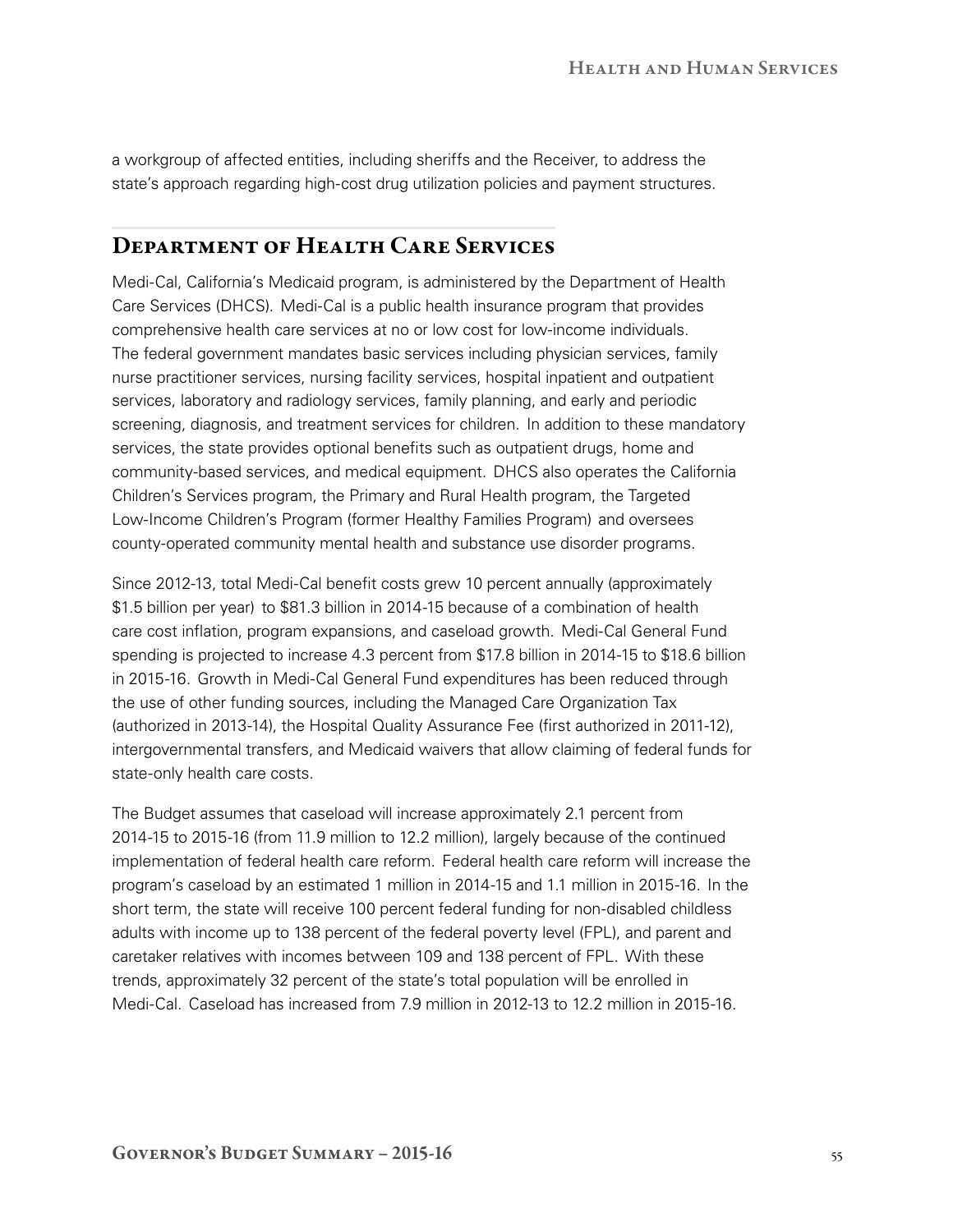a workgroup of affected entities, including sheriffs and the Receiver, to address the state's approach regarding high-cost drug utilization policies and payment structures.

## Department of Health Care Services

Medi-Cal, California's Medicaid program, is administered by the Department of Health Care Services (DHCS). Medi-Cal is a public health insurance program that provides comprehensive health care services at no or low cost for low-income individuals. The federal government mandates basic services including physician services, family nurse practitioner services, nursing facility services, hospital inpatient and outpatient services, laboratory and radiology services, family planning, and early and periodic screening, diagnosis, and treatment services for children. In addition to these mandatory services, the state provides optional benefits such as outpatient drugs, home and community-based services, and medical equipment. DHCS also operates the California Children's Services program, the Primary and Rural Health program, the Targeted Low-Income Children's Program (former Healthy Families Program) and oversees county-operated community mental health and substance use disorder programs.

Since 2012-13, total Medi-Cal benefit costs grew 10 percent annually (approximately $1.5 billion per year) to $81.3 billion in 2014-15 because of a combination of health care cost inflation, program expansions, and caseload growth. Medi-Cal General Fund spending is projected to increase 4.3 percent from $17.8 billion in 2014-15 to $18.6 billion in 2015-16. Growth in Medi-Cal General Fund expenditures has been reduced through the use of other funding sources, including the Managed Care Organization Tax (authorized in 2013-14), the Hospital Quality Assurance Fee (first authorized in 2011-12), intergovernmental transfers, and Medicaid waivers that allow claiming of federal funds for state-only health care costs.

The Budget assumes that caseload will increase approximately 2.1 percent from 2014-15 to 2015-16 (from 11.9 million to 12.2 million), largely because of the continued implementation of federal health care reform. Federal health care reform will increase the program's caseload by an estimated 1 million in 2014-15 and 1.1 million in 2015-16. In the short term, the state will receive 100 percent federal funding for non-disabled childless adults with income up to 138 percent of the federal poverty level (FPL), and parent and caretaker relatives with incomes between 109 and 138 percent of FPL. With these trends, approximately 32 percent of the state's total population will be enrolled in Medi-Cal. Caseload has increased from 7.9 million in 2012-13 to 12.2 million in 2015-16.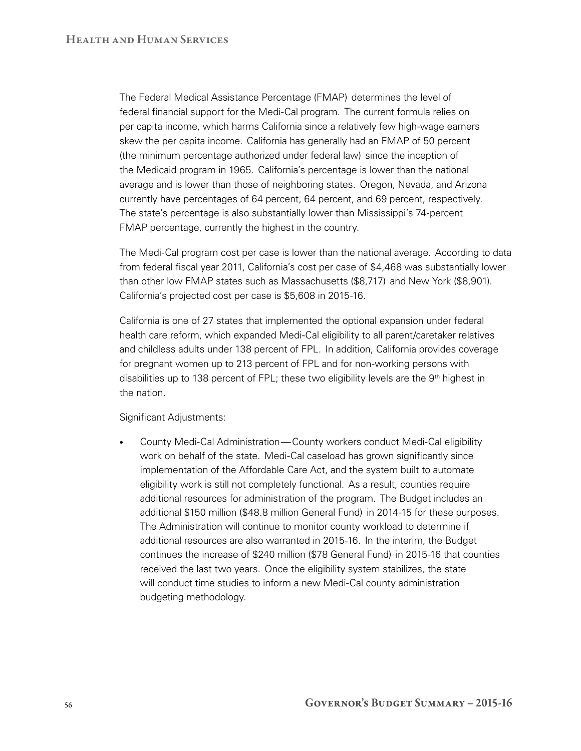The Federal Medical Assistance Percentage (FMAP) determines the level of federal financial support for the Medi-Cal program. The current formula relies on per capita income, which harms California since a relatively few high-wage earners skew the per capita income. California has generally had an FMAP of 50 percent (the minimum percentage authorized under federal law) since the inception of the Medicaid program in 1965. California's percentage is lower than the national average and is lower than those of neighboring states. Oregon, Nevada, and Arizona currently have percentages of 64 percent, 64 percent, and 69 percent, respectively. The state's percentage is also substantially lower than Mississippi's 74-percent FMAP percentage, currently the highest in the country.

The Medi-Cal program cost per case is lower than the national average. According to data from federal fiscal year 2011, California's cost per case of $4,468 was substantially lower than other low FMAP states such as Massachusetts ($8,717) and New York ($8,901). California's projected cost per case is $5,608 in 2015-16.

California is one of 27 states that implemented the optional expansion under federal health care reform, which expanded Medi-Cal eligibility to all parent/caretaker relatives and childless adults under 138 percent of FPL. In addition, California provides coverage for pregnant women up to 213 percent of FPL and for non-working persons with disabilities up to 138 percent of FPL; these two eligibility levels are the 9th highest in the nation.

Significant Adjustments:

- County Medi-Cal Administration—County workers conduct Medi-Cal eligibility work on behalf of the state. Medi-Cal caseload has grown significantly since implementation of the Affordable Care Act, and the system built to automate eligibility work is still not completely functional. As a result, counties require additional resources for administration of the program. The Budget includes an additional $150 million ($48.8 million General Fund) in 2014-15 for these purposes. The Administration will continue to monitor county workload to determine if additional resources are also warranted in 2015-16. In the interim, the Budget continues the increase of $240 million ($78 General Fund) in 2015-16 that counties received the last two years. Once the eligibility system stabilizes, the state will conduct time studies to inform a new Medi-Cal county administration budgeting methodology.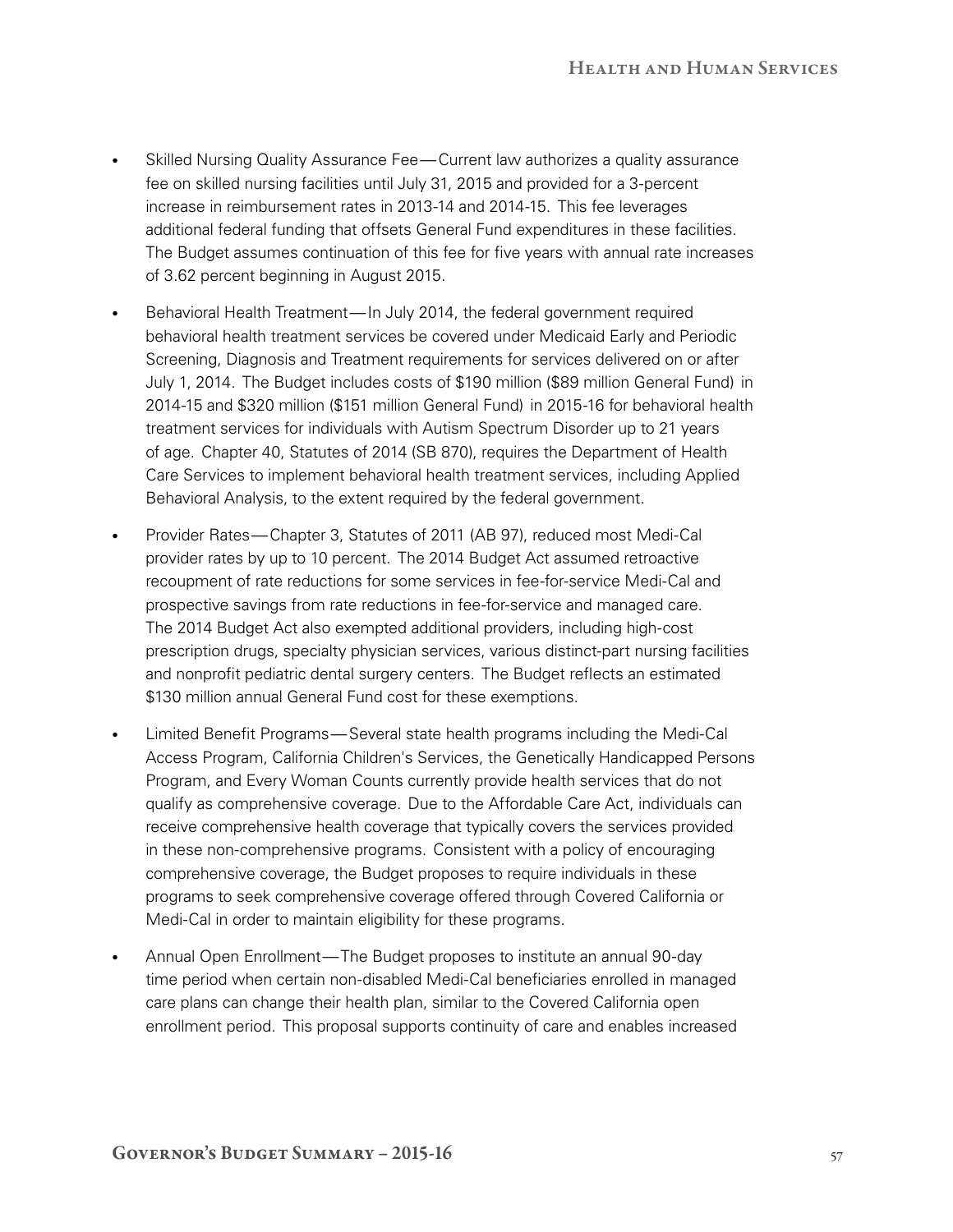- Skilled Nursing Quality Assurance Fee—Current law authorizes a quality assurance fee on skilled nursing facilities until July 31, 2015 and provided for a 3-percent increase in reimbursement rates in 2013-14 and 2014-15. This fee leverages additional federal funding that offsets General Fund expenditures in these facilities. The Budget assumes continuation of this fee for five years with annual rate increases of 3.62 percent beginning in August 2015.

- Behavioral Health Treatment—In July 2014, the federal government required behavioral health treatment services be covered under Medicaid Early and Periodic Screening, Diagnosis and Treatment requirements for services delivered on or after July 1, 2014. The Budget includes costs of $190 million ($89 million General Fund) in 2014-15 and $320 million ($151 million General Fund) in 2015-16 for behavioral health treatment services for individuals with Autism Spectrum Disorder up to 21 years of age. Chapter 40, Statutes of 2014 (SB 870), requires the Department of Health Care Services to implement behavioral health treatment services, including Applied Behavioral Analysis, to the extent required by the federal government.

- Provider Rates—Chapter 3, Statutes of 2011 (AB 97), reduced most Medi-Cal provider rates by up to 10 percent. The 2014 Budget Act assumed retroactive recoupment of rate reductions for some services in fee-for-service Medi-Cal and prospective savings from rate reductions in fee-for-service and managed care. The 2014 Budget Act also exempted additional providers, including high-cost prescription drugs, specialty physician services, various distinct-part nursing facilities and nonprofit pediatric dental surgery centers. The Budget reflects an estimated $130 million annual General Fund cost for these exemptions.

- Limited Benefit Programs—Several state health programs including the Medi-Cal Access Program, California Children's Services, the Genetically Handicapped Persons Program, and Every Woman Counts currently provide health services that do not qualify as comprehensive coverage. Due to the Affordable Care Act, individuals can receive comprehensive health coverage that typically covers the services provided in these non-comprehensive programs. Consistent with a policy of encouraging comprehensive coverage, the Budget proposes to require individuals in these programs to seek comprehensive coverage offered through Covered California or Medi-Cal in order to maintain eligibility for these programs.

- Annual Open Enrollment—The Budget proposes to institute an annual 90-day time period when certain non-disabled Medi-Cal beneficiaries enrolled in managed care plans can change their health plan, similar to the Covered California open enrollment period. This proposal supports continuity of care and enables increased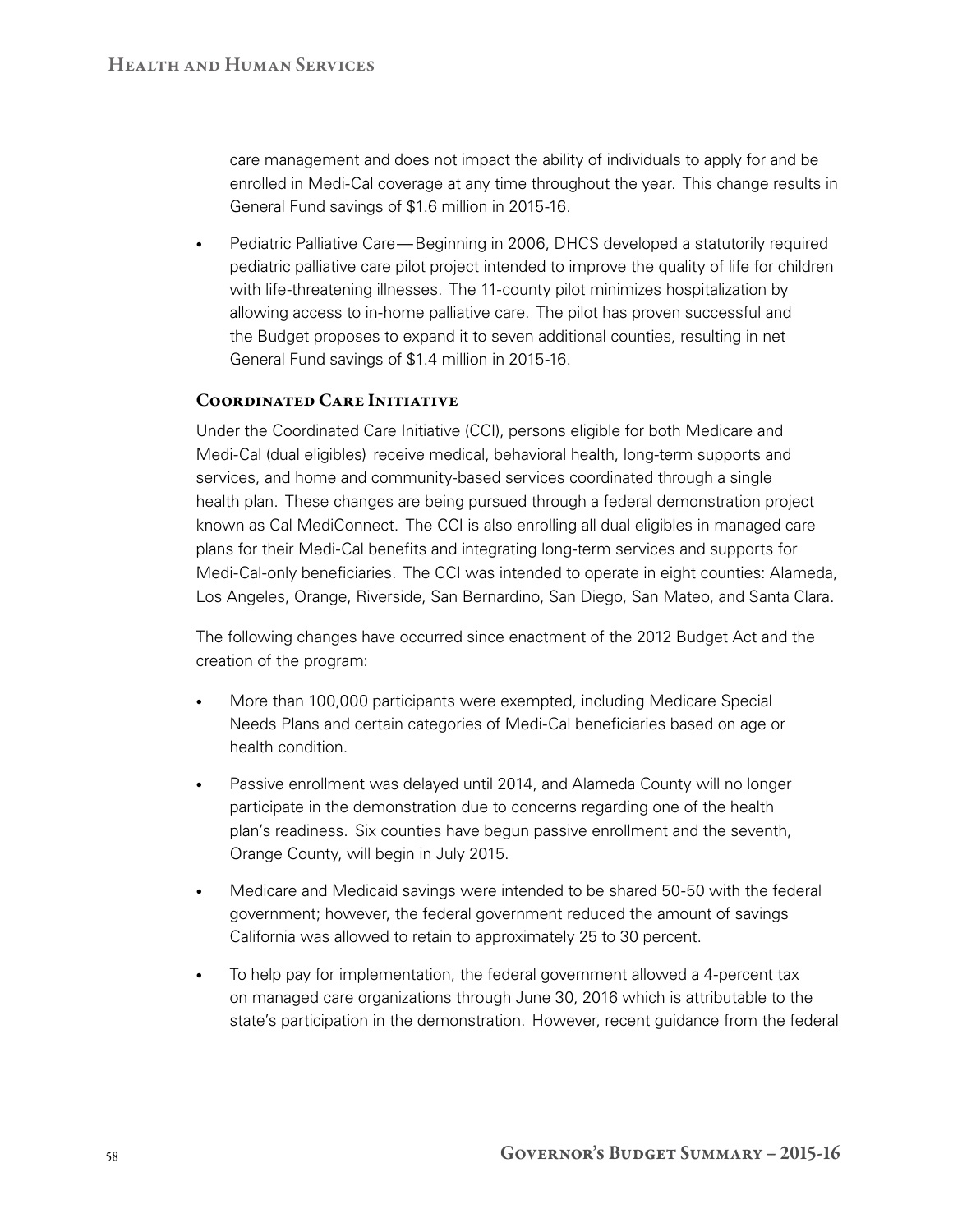care management and does not impact the ability of individuals to apply for and be enrolled in Medi-Cal coverage at any time throughout the year. This change results in General Fund savings of $1.6 million in 2015-16.

- Pediatric Palliative Care — Beginning in 2006, DHCS developed a statutorily required pediatric palliative care pilot project intended to improve the quality of life for children with life-threatening illnesses. The 11-county pilot minimizes hospitalization by allowing access to in-home palliative care. The pilot has proven successful and the Budget proposes to expand it to seven additional counties, resulting in net General Fund savings of $1.4 million in 2015-16.

### Coordinated Care Initiative

Under the Coordinated Care Initiative (CCI), persons eligible for both Medicare and Medi-Cal (dual eligibles) receive medical, behavioral health, long-term supports and services, and home and community-based services coordinated through a single health plan. These changes are being pursued through a federal demonstration project known as Cal MediConnect. The CCI is also enrolling all dual eligibles in managed care plans for their Medi-Cal benefits and integrating long-term services and supports for Medi-Cal-only beneficiaries. The CCI was intended to operate in eight counties: Alameda, Los Angeles, Orange, Riverside, San Bernardino, San Diego, San Mateo, and Santa Clara.

The following changes have occurred since enactment of the 2012 Budget Act and the creation of the program:

- More than 100,000 participants were exempted, including Medicare Special Needs Plans and certain categories of Medi-Cal beneficiaries based on age or health condition.
- Passive enrollment was delayed until 2014, and Alameda County will no longer participate in the demonstration due to concerns regarding one of the health plan's readiness. Six counties have begun passive enrollment and the seventh, Orange County, will begin in July 2015.
- Medicare and Medicaid savings were intended to be shared 50-50 with the federal government; however, the federal government reduced the amount of savings California was allowed to retain to approximately 25 to 30 percent.
- To help pay for implementation, the federal government allowed a 4-percent tax on managed care organizations through June 30, 2016 which is attributable to the state's participation in the demonstration. However, recent guidance from the federal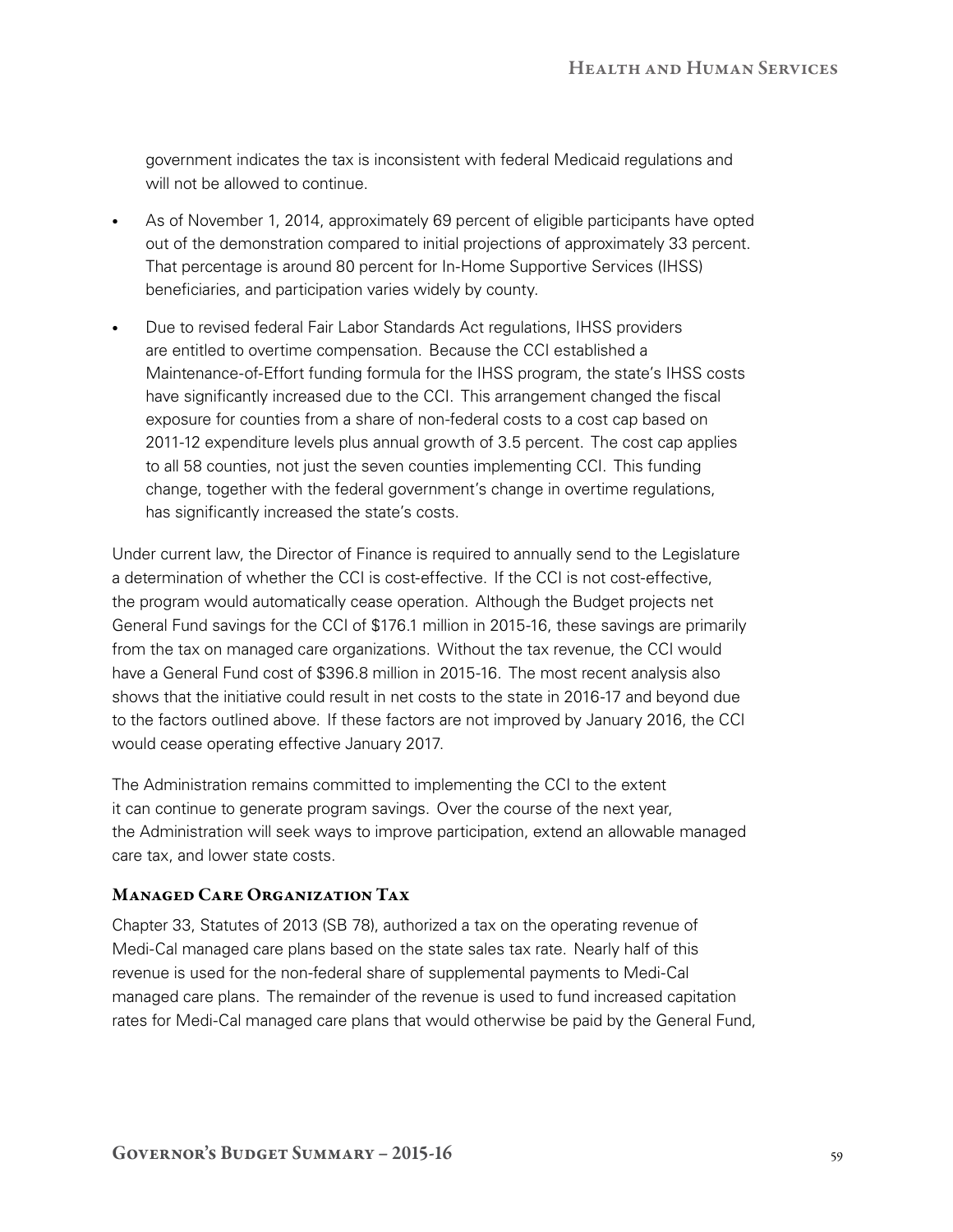government indicates the tax is inconsistent with federal Medicaid regulations and will not be allowed to continue.

- As of November 1, 2014, approximately 69 percent of eligible participants have opted out of the demonstration compared to initial projections of approximately 33 percent. That percentage is around 80 percent for In-Home Supportive Services (IHSS) beneficiaries, and participation varies widely by county.
- Due to revised federal Fair Labor Standards Act regulations, IHSS providers are entitled to overtime compensation. Because the CCI established a Maintenance-of-Effort funding formula for the IHSS program, the state's IHSS costs have significantly increased due to the CCI. This arrangement changed the fiscal exposure for counties from a share of non-federal costs to a cost cap based on 2011-12 expenditure levels plus annual growth of 3.5 percent. The cost cap applies to all 58 counties, not just the seven counties implementing CCI. This funding change, together with the federal government's change in overtime regulations, has significantly increased the state's costs.

Under current law, the Director of Finance is required to annually send to the Legislature a determination of whether the CCI is cost-effective. If the CCI is not cost-effective, the program would automatically cease operation. Although the Budget projects net General Fund savings for the CCI of $176.1 million in 2015-16, these savings are primarily from the tax on managed care organizations. Without the tax revenue, the CCI would have a General Fund cost of $396.8 million in 2015-16. The most recent analysis also shows that the initiative could result in net costs to the state in 2016-17 and beyond due to the factors outlined above. If these factors are not improved by January 2016, the CCI would cease operating effective January 2017.

The Administration remains committed to implementing the CCI to the extent it can continue to generate program savings. Over the course of the next year, the Administration will seek ways to improve participation, extend an allowable managed care tax, and lower state costs.

### Managed Care Organization Tax

Chapter 33, Statutes of 2013 (SB 78), authorized a tax on the operating revenue of Medi-Cal managed care plans based on the state sales tax rate. Nearly half of this revenue is used for the non-federal share of supplemental payments to Medi-Cal managed care plans. The remainder of the revenue is used to fund increased capitation rates for Medi-Cal managed care plans that would otherwise be paid by the General Fund,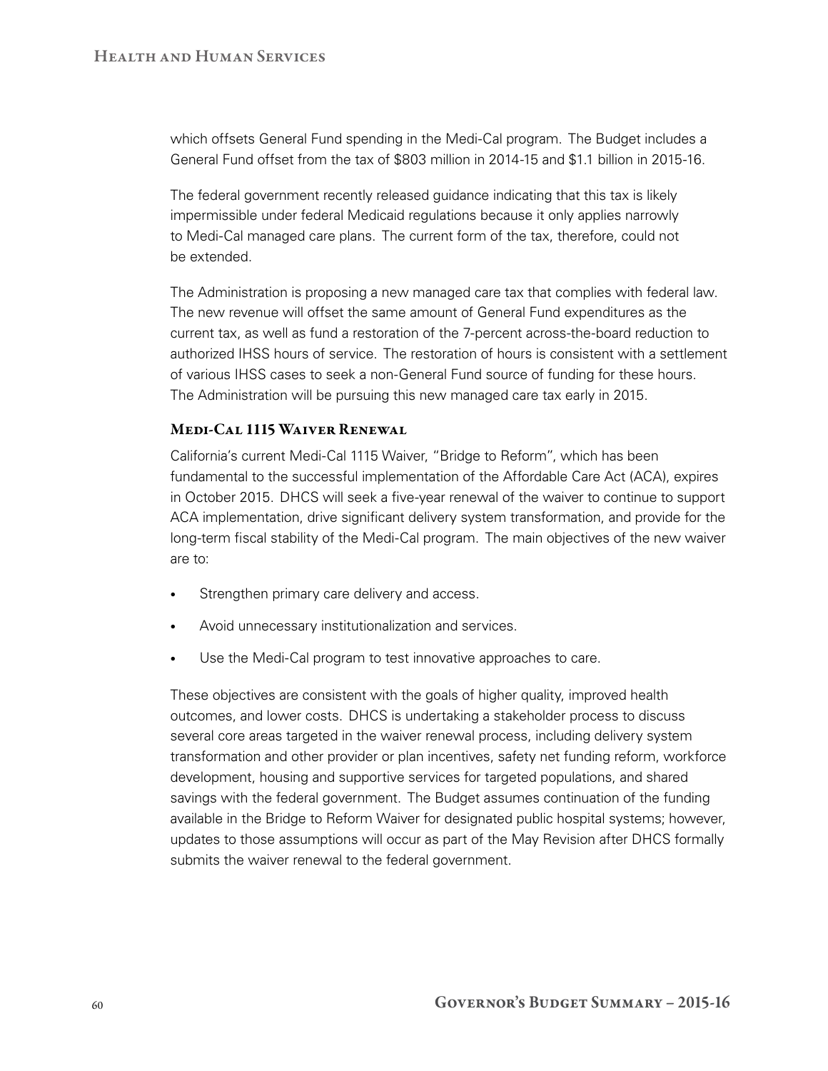which offsets General Fund spending in the Medi-Cal program. The Budget includes a General Fund offset from the tax of $803 million in 2014-15 and $1.1 billion in 2015-16.

The federal government recently released guidance indicating that this tax is likely impermissible under federal Medicaid regulations because it only applies narrowly to Medi-Cal managed care plans. The current form of the tax, therefore, could not be extended.

The Administration is proposing a new managed care tax that complies with federal law. The new revenue will offset the same amount of General Fund expenditures as the current tax, as well as fund a restoration of the 7-percent across-the-board reduction to authorized IHSS hours of service. The restoration of hours is consistent with a settlement of various IHSS cases to seek a non-General Fund source of funding for these hours. The Administration will be pursuing this new managed care tax early in 2015.

### Medi-Cal 1115 Waiver Renewal

California's current Medi-Cal 1115 Waiver, "Bridge to Reform", which has been fundamental to the successful implementation of the Affordable Care Act (ACA), expires in October 2015. DHCS will seek a five-year renewal of the waiver to continue to support ACA implementation, drive significant delivery system transformation, and provide for the long-term fiscal stability of the Medi-Cal program. The main objectives of the new waiver are to:

- Strengthen primary care delivery and access.
- Avoid unnecessary institutionalization and services.
- Use the Medi-Cal program to test innovative approaches to care.

These objectives are consistent with the goals of higher quality, improved health outcomes, and lower costs. DHCS is undertaking a stakeholder process to discuss several core areas targeted in the waiver renewal process, including delivery system transformation and other provider or plan incentives, safety net funding reform, workforce development, housing and supportive services for targeted populations, and shared savings with the federal government. The Budget assumes continuation of the funding available in the Bridge to Reform Waiver for designated public hospital systems; however, updates to those assumptions will occur as part of the May Revision after DHCS formally submits the waiver renewal to the federal government.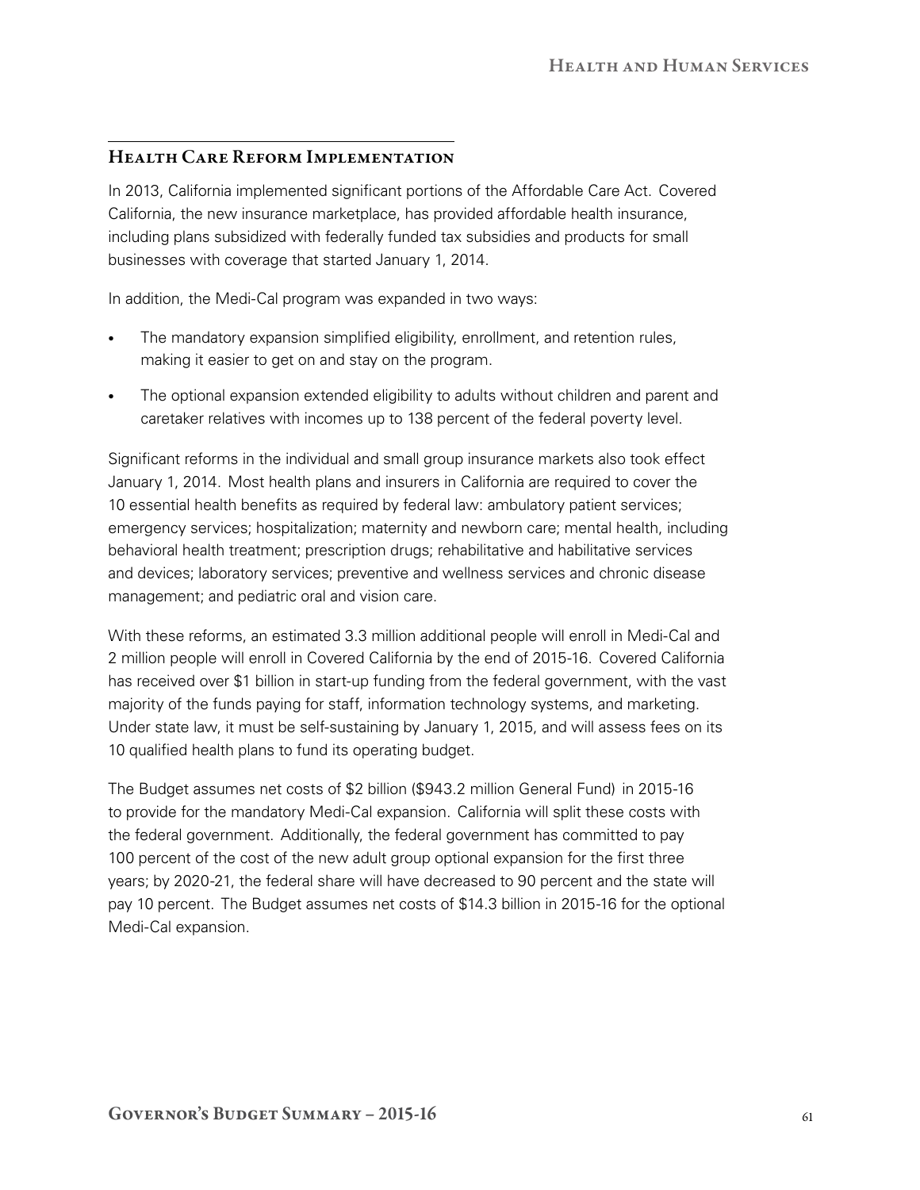## Health Care Reform Implementation

In 2013, California implemented significant portions of the Affordable Care Act. Covered California, the new insurance marketplace, has provided affordable health insurance, including plans subsidized with federally funded tax subsidies and products for small businesses with coverage that started January 1, 2014.

In addition, the Medi-Cal program was expanded in two ways:

- The mandatory expansion simplified eligibility, enrollment, and retention rules, making it easier to get on and stay on the program.
- The optional expansion extended eligibility to adults without children and parent and caretaker relatives with incomes up to 138 percent of the federal poverty level.

Significant reforms in the individual and small group insurance markets also took effect January 1, 2014. Most health plans and insurers in California are required to cover the 10 essential health benefits as required by federal law: ambulatory patient services; emergency services; hospitalization; maternity and newborn care; mental health, including behavioral health treatment; prescription drugs; rehabilitative and habilitative services and devices; laboratory services; preventive and wellness services and chronic disease management; and pediatric oral and vision care.

With these reforms, an estimated 3.3 million additional people will enroll in Medi-Cal and 2 million people will enroll in Covered California by the end of 2015-16. Covered California has received over $1 billion in start-up funding from the federal government, with the vast majority of the funds paying for staff, information technology systems, and marketing. Under state law, it must be self-sustaining by January 1, 2015, and will assess fees on its 10 qualified health plans to fund its operating budget.

The Budget assumes net costs of $2 billion ($943.2 million General Fund) in 2015-16 to provide for the mandatory Medi-Cal expansion. California will split these costs with the federal government. Additionally, the federal government has committed to pay 100 percent of the cost of the new adult group optional expansion for the first three years; by 2020-21, the federal share will have decreased to 90 percent and the state will pay 10 percent. The Budget assumes net costs of $14.3 billion in 2015-16 for the optional Medi-Cal expansion.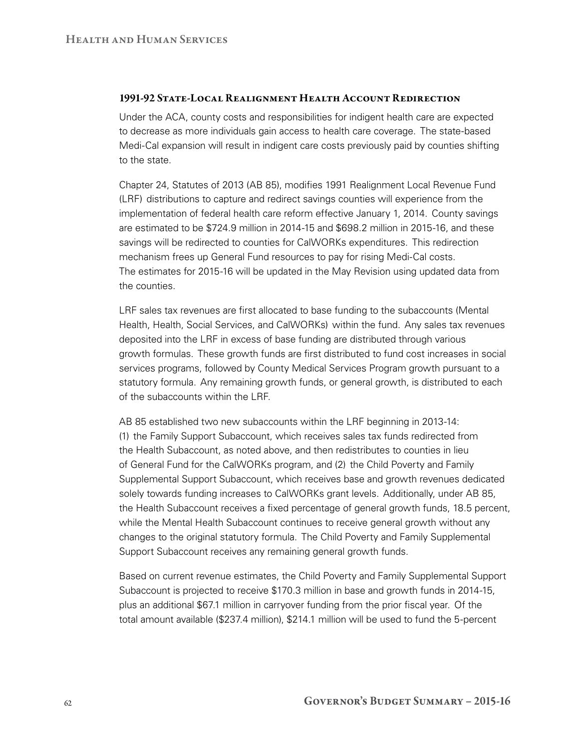### 1991-92 State-Local Realignment Health Account Redirection

Under the ACA, county costs and responsibilities for indigent health care are expected to decrease as more individuals gain access to health care coverage. The state-based Medi-Cal expansion will result in indigent care costs previously paid by counties shifting to the state.

Chapter 24, Statutes of 2013 (AB 85), modifies 1991 Realignment Local Revenue Fund (LRF) distributions to capture and redirect savings counties will experience from the implementation of federal health care reform effective January 1, 2014. County savings are estimated to be $724.9 million in 2014-15 and $698.2 million in 2015-16, and these savings will be redirected to counties for CalWORKs expenditures. This redirection mechanism frees up General Fund resources to pay for rising Medi-Cal costs. The estimates for 2015-16 will be updated in the May Revision using updated data from the counties.

LRF sales tax revenues are first allocated to base funding to the subaccounts (Mental Health, Health, Social Services, and CalWORKs) within the fund. Any sales tax revenues deposited into the LRF in excess of base funding are distributed through various growth formulas. These growth funds are first distributed to fund cost increases in social services programs, followed by County Medical Services Program growth pursuant to a statutory formula. Any remaining growth funds, or general growth, is distributed to each of the subaccounts within the LRF.

AB 85 established two new subaccounts within the LRF beginning in 2013-14: (1) the Family Support Subaccount, which receives sales tax funds redirected from the Health Subaccount, as noted above, and then redistributes to counties in lieu of General Fund for the CalWORKs program, and (2) the Child Poverty and Family Supplemental Support Subaccount, which receives base and growth revenues dedicated solely towards funding increases to CalWORKs grant levels. Additionally, under AB 85, the Health Subaccount receives a fixed percentage of general growth funds, 18.5 percent, while the Mental Health Subaccount continues to receive general growth without any changes to the original statutory formula. The Child Poverty and Family Supplemental Support Subaccount receives any remaining general growth funds.

Based on current revenue estimates, the Child Poverty and Family Supplemental Support Subaccount is projected to receive $170.3 million in base and growth funds in 2014-15, plus an additional $67.1 million in carryover funding from the prior fiscal year. Of the total amount available ($237.4 million), $214.1 million will be used to fund the 5-percent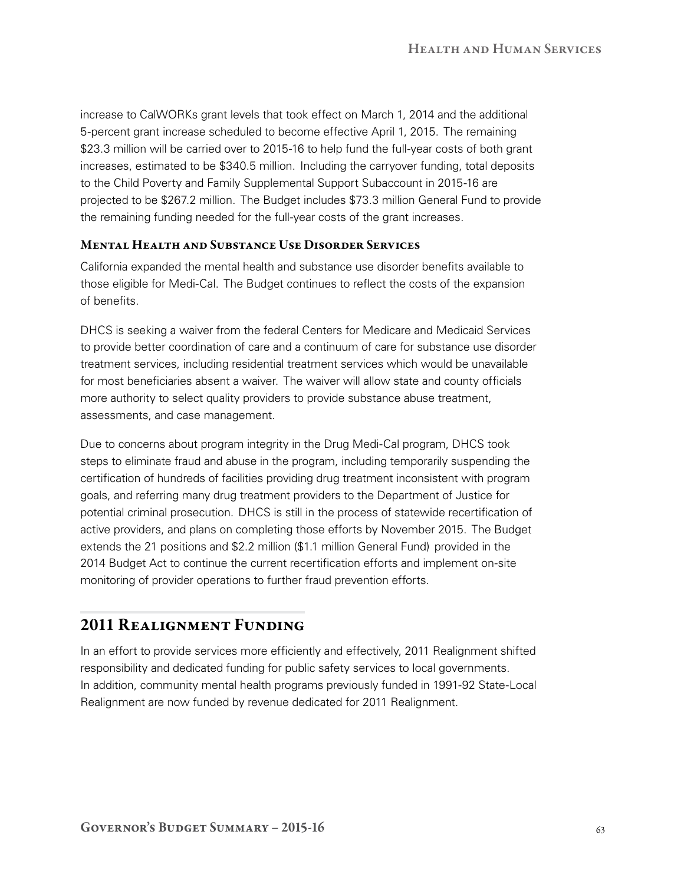increase to CalWORKs grant levels that took effect on March 1, 2014 and the additional 5-percent grant increase scheduled to become effective April 1, 2015. The remaining $23.3 million will be carried over to 2015-16 to help fund the full-year costs of both grant increases, estimated to be $340.5 million. Including the carryover funding, total deposits to the Child Poverty and Family Supplemental Support Subaccount in 2015-16 are projected to be $267.2 million. The Budget includes $73.3 million General Fund to provide the remaining funding needed for the full-year costs of the grant increases.

### Mental Health and Substance Use Disorder Services

California expanded the mental health and substance use disorder benefits available to those eligible for Medi-Cal. The Budget continues to reflect the costs of the expansion of benefits.

DHCS is seeking a waiver from the federal Centers for Medicare and Medicaid Services to provide better coordination of care and a continuum of care for substance use disorder treatment services, including residential treatment services which would be unavailable for most beneficiaries absent a waiver. The waiver will allow state and county officials more authority to select quality providers to provide substance abuse treatment, assessments, and case management.

Due to concerns about program integrity in the Drug Medi-Cal program, DHCS took steps to eliminate fraud and abuse in the program, including temporarily suspending the certification of hundreds of facilities providing drug treatment inconsistent with program goals, and referring many drug treatment providers to the Department of Justice for potential criminal prosecution. DHCS is still in the process of statewide recertification of active providers, and plans on completing those efforts by November 2015. The Budget extends the 21 positions and $2.2 million ($1.1 million General Fund) provided in the 2014 Budget Act to continue the current recertification efforts and implement on-site monitoring of provider operations to further fraud prevention efforts.

## 2011 Realignment Funding

In an effort to provide services more efficiently and effectively, 2011 Realignment shifted responsibility and dedicated funding for public safety services to local governments. In addition, community mental health programs previously funded in 1991-92 State-Local Realignment are now funded by revenue dedicated for 2011 Realignment.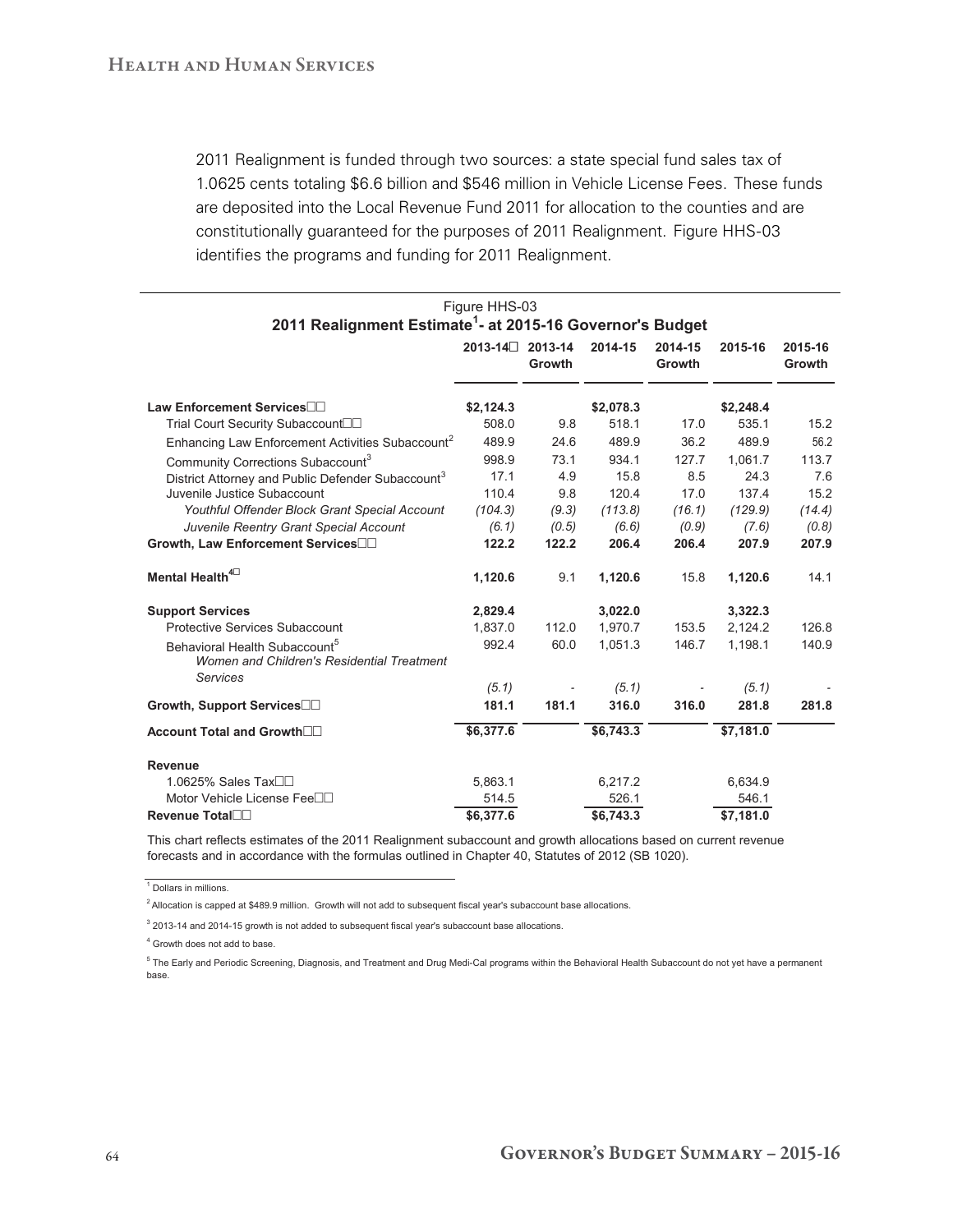2011 Realignment is funded through two sources: a state special fund sales tax of 1.0625 cents totaling $6.6 billion and $546 million in Vehicle License Fees. These funds are deposited into the Local Revenue Fund 2011 for allocation to the counties and are constitutionally guaranteed for the purposes of 2011 Realignment. Figure HHS-03 identifies the programs and funding for 2011 Realignment.

Figure HHS-03
**2011 Realignment Estimate[1] - at 2015-16 Governor's Budget**

| | 2013-14 | 2013-14 Growth | 2014-15 | 2014-15 Growth | 2015-16 | 2015-16 Growth |
|---|---|---|---|---|---|---|
| **Law Enforcement Services** | **$2,124.3** | | **$2,078.3** | | **$2,248.4** | |
| Trial Court Security Subaccount | 508.0 | 9.8 | 518.1 | 17.0 | 535.1 | 15.2 |
| Enhancing Law Enforcement Activities Subaccount[2] | 489.9 | 24.6 | 489.9 | 36.2 | 489.9 | 56.2 |
| Community Corrections Subaccount[3] | 998.9 | 73.1 | 934.1 | 127.7 | 1,061.7 | 113.7 |
| District Attorney and Public Defender Subaccount[3] | 17.1 | 4.9 | 15.8 | 8.5 | 24.3 | 7.6 |
| Juvenile Justice Subaccount | 110.4 | 9.8 | 120.4 | 17.0 | 137.4 | 15.2 |
| *Youthful Offender Block Grant Special Account* | *(104.3)* | *(9.3)* | *(113.8)* | *(16.1)* | *(129.9)* | *(14.4)* |
| *Juvenile Reentry Grant Special Account* | *(6.1)* | *(0.5)* | *(6.6)* | *(0.9)* | *(7.6)* | *(0.8)* |
| **Growth, Law Enforcement Services** | **122.2** | **122.2** | **206.4** | **206.4** | **207.9** | **207.9** |
| **Mental Health[4]** | **1,120.6** | 9.1 | **1,120.6** | 15.8 | **1,120.6** | 14.1 |
| **Support Services** | **2,829.4** | | **3,022.0** | | **3,322.3** | |
| Protective Services Subaccount | 1,837.0 | 112.0 | 1,970.7 | 153.5 | 2,124.2 | 126.8 |
| Behavioral Health Subaccount[5] | 992.4 | 60.0 | 1,051.3 | 146.7 | 1,198.1 | 140.9 |
| *Women and Children's Residential Treatment Services* | *(5.1)* | - | *(5.1)* | - | *(5.1)* | - |
| **Growth, Support Services** | **181.1** | **181.1** | **316.0** | **316.0** | **281.8** | **281.8** |
| **Account Total and Growth** | **$6,377.6** | | **$6,743.3** | | **$7,181.0** | |
| **Revenue** | | | | | | |
| 1.0625% Sales Tax | 5,863.1 | | 6,217.2 | | 6,634.9 | |
| Motor Vehicle License Fee | 514.5 | | 526.1 | | 546.1 | |
| **Revenue Total** | **$6,377.6** | | **$6,743.3** | | **$7,181.0** | |

This chart reflects estimates of the 2011 Realignment subaccount and growth allocations based on current revenue forecasts and in accordance with the formulas outlined in Chapter 40, Statutes of 2012 (SB 1020).

[1] Dollars in millions.

[2] Allocation is capped at $489.9 million. Growth will not add to subsequent fiscal year's subaccount base allocations.

[3] 2013-14 and 2014-15 growth is not added to subsequent fiscal year's subaccount base allocations.

[4] Growth does not add to base.

[5] The Early and Periodic Screening, Diagnosis, and Treatment and Drug Medi-Cal programs within the Behavioral Health Subaccount do not yet have a permanent base.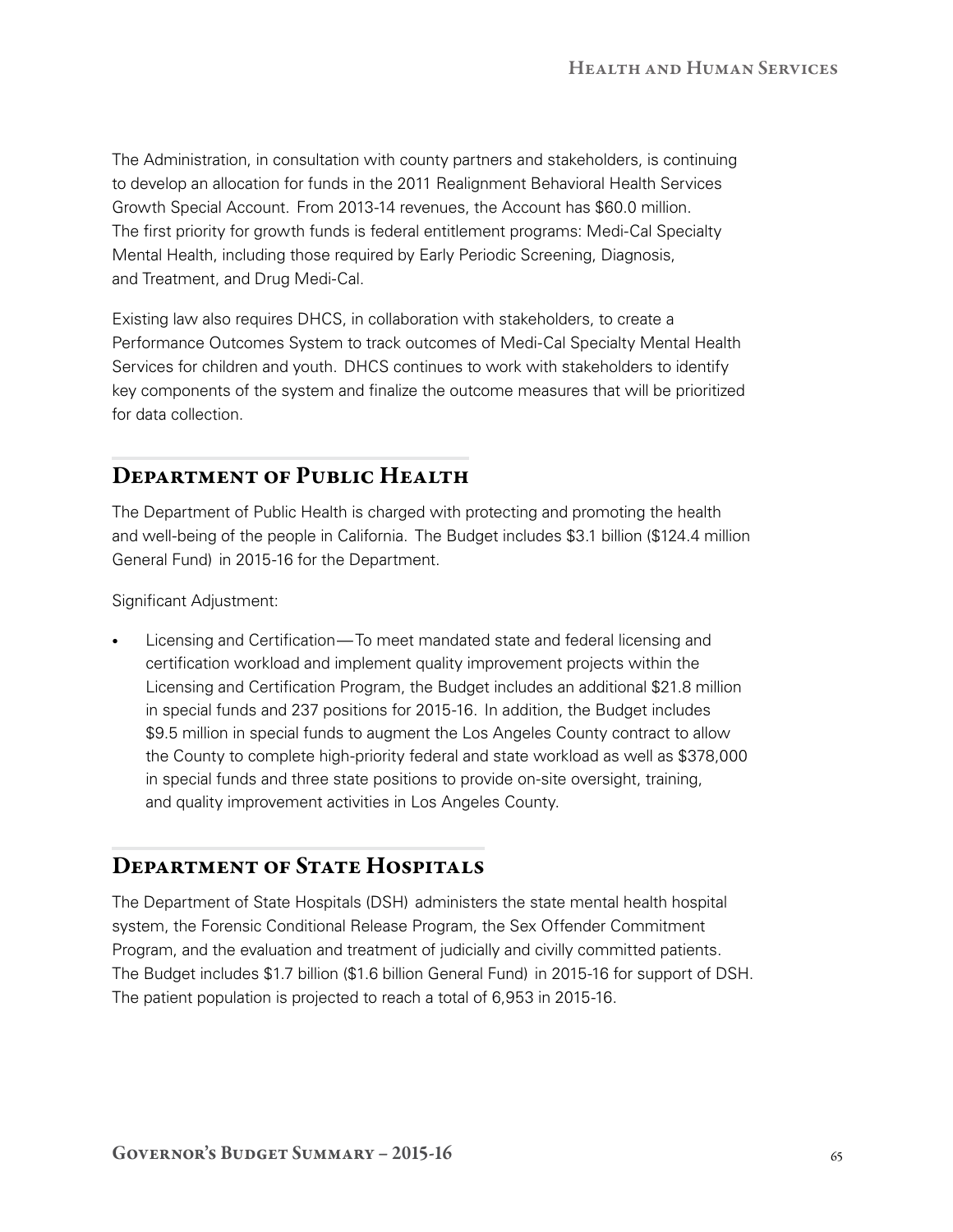The Administration, in consultation with county partners and stakeholders, is continuing to develop an allocation for funds in the 2011 Realignment Behavioral Health Services Growth Special Account. From 2013-14 revenues, the Account has $60.0 million. The first priority for growth funds is federal entitlement programs: Medi-Cal Specialty Mental Health, including those required by Early Periodic Screening, Diagnosis, and Treatment, and Drug Medi-Cal.

Existing law also requires DHCS, in collaboration with stakeholders, to create a Performance Outcomes System to track outcomes of Medi-Cal Specialty Mental Health Services for children and youth. DHCS continues to work with stakeholders to identify key components of the system and finalize the outcome measures that will be prioritized for data collection.

## Department of Public Health

The Department of Public Health is charged with protecting and promoting the health and well-being of the people in California. The Budget includes $3.1 billion ($124.4 million General Fund) in 2015-16 for the Department.

Significant Adjustment:

- Licensing and Certification—To meet mandated state and federal licensing and certification workload and implement quality improvement projects within the Licensing and Certification Program, the Budget includes an additional $21.8 million in special funds and 237 positions for 2015-16. In addition, the Budget includes $9.5 million in special funds to augment the Los Angeles County contract to allow the County to complete high-priority federal and state workload as well as $378,000 in special funds and three state positions to provide on-site oversight, training, and quality improvement activities in Los Angeles County.

## Department of State Hospitals

The Department of State Hospitals (DSH) administers the state mental health hospital system, the Forensic Conditional Release Program, the Sex Offender Commitment Program, and the evaluation and treatment of judicially and civilly committed patients. The Budget includes $1.7 billion ($1.6 billion General Fund) in 2015-16 for support of DSH. The patient population is projected to reach a total of 6,953 in 2015-16.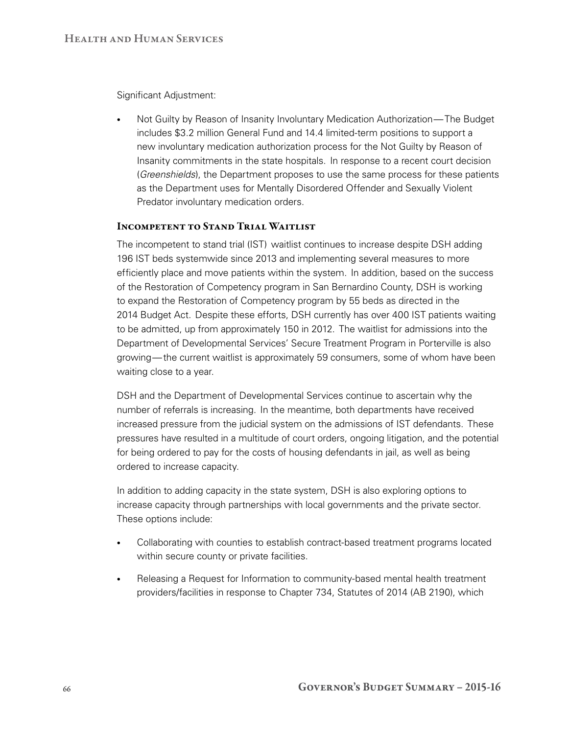Significant Adjustment:

- Not Guilty by Reason of Insanity Involuntary Medication Authorization — The Budget includes \$3.2 million General Fund and 14.4 limited-term positions to support a new involuntary medication authorization process for the Not Guilty by Reason of Insanity commitments in the state hospitals. In response to a recent court decision (*Greenshields*), the Department proposes to use the same process for these patients as the Department uses for Mentally Disordered Offender and Sexually Violent Predator involuntary medication orders.

### Incompetent to Stand Trial Waitlist

The incompetent to stand trial (IST) waitlist continues to increase despite DSH adding 196 IST beds systemwide since 2013 and implementing several measures to more efficiently place and move patients within the system. In addition, based on the success of the Restoration of Competency program in San Bernardino County, DSH is working to expand the Restoration of Competency program by 55 beds as directed in the 2014 Budget Act. Despite these efforts, DSH currently has over 400 IST patients waiting to be admitted, up from approximately 150 in 2012. The waitlist for admissions into the Department of Developmental Services' Secure Treatment Program in Porterville is also growing — the current waitlist is approximately 59 consumers, some of whom have been waiting close to a year.

DSH and the Department of Developmental Services continue to ascertain why the number of referrals is increasing. In the meantime, both departments have received increased pressure from the judicial system on the admissions of IST defendants. These pressures have resulted in a multitude of court orders, ongoing litigation, and the potential for being ordered to pay for the costs of housing defendants in jail, as well as being ordered to increase capacity.

In addition to adding capacity in the state system, DSH is also exploring options to increase capacity through partnerships with local governments and the private sector. These options include:

- Collaborating with counties to establish contract-based treatment programs located within secure county or private facilities.
- Releasing a Request for Information to community-based mental health treatment providers/facilities in response to Chapter 734, Statutes of 2014 (AB 2190), which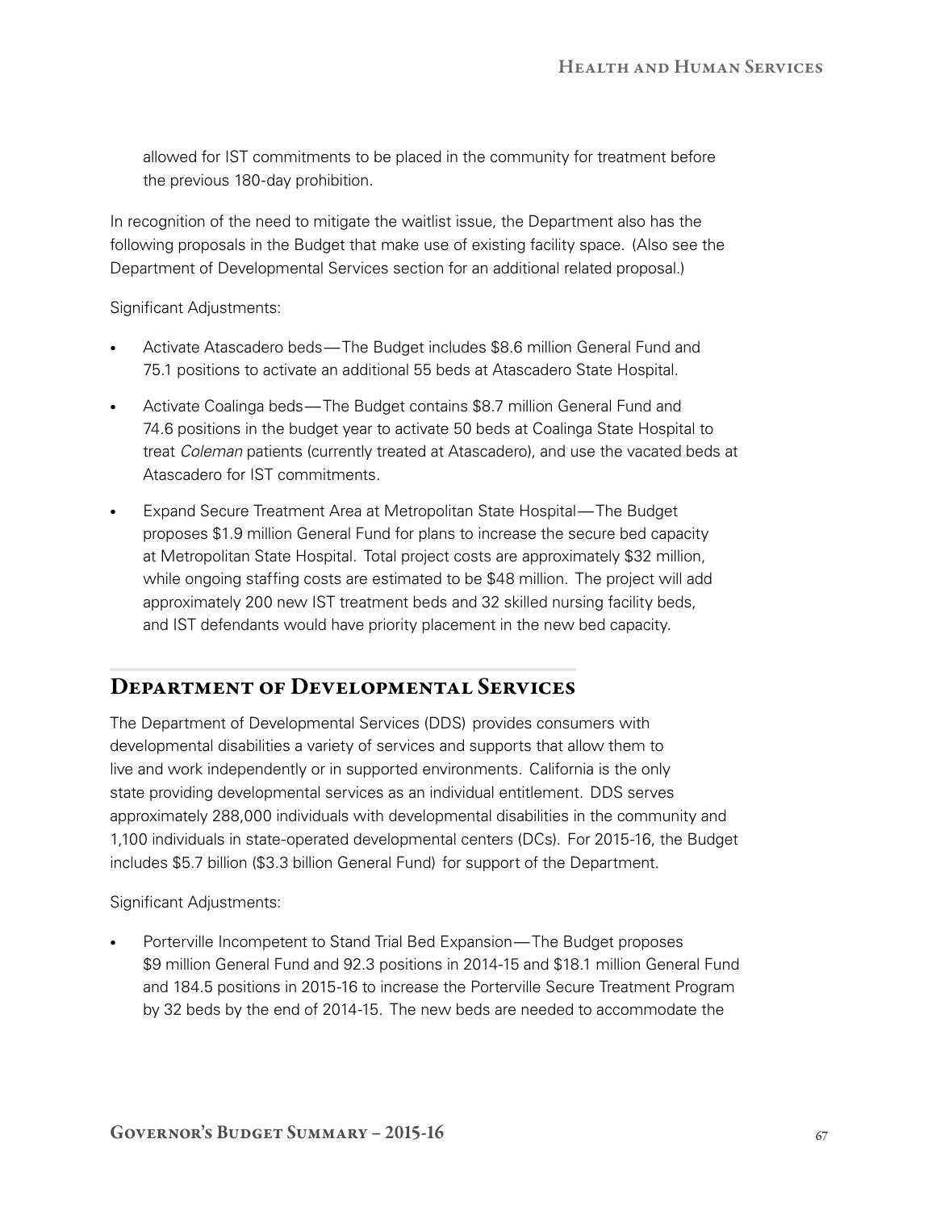allowed for IST commitments to be placed in the community for treatment before the previous 180-day prohibition.

In recognition of the need to mitigate the waitlist issue, the Department also has the following proposals in the Budget that make use of existing facility space. (Also see the Department of Developmental Services section for an additional related proposal.)

Significant Adjustments:

- Activate Atascadero beds—The Budget includes $8.6 million General Fund and 75.1 positions to activate an additional 55 beds at Atascadero State Hospital.
- Activate Coalinga beds—The Budget contains $8.7 million General Fund and 74.6 positions in the budget year to activate 50 beds at Coalinga State Hospital to treat *Coleman* patients (currently treated at Atascadero), and use the vacated beds at Atascadero for IST commitments.
- Expand Secure Treatment Area at Metropolitan State Hospital—The Budget proposes $1.9 million General Fund for plans to increase the secure bed capacity at Metropolitan State Hospital. Total project costs are approximately $32 million, while ongoing staffing costs are estimated to be $48 million. The project will add approximately 200 new IST treatment beds and 32 skilled nursing facility beds, and IST defendants would have priority placement in the new bed capacity.

## Department of Developmental Services

The Department of Developmental Services (DDS) provides consumers with developmental disabilities a variety of services and supports that allow them to live and work independently or in supported environments. California is the only state providing developmental services as an individual entitlement. DDS serves approximately 288,000 individuals with developmental disabilities in the community and 1,100 individuals in state-operated developmental centers (DCs). For 2015-16, the Budget includes $5.7 billion ($3.3 billion General Fund) for support of the Department.

Significant Adjustments:

- Porterville Incompetent to Stand Trial Bed Expansion—The Budget proposes $9 million General Fund and 92.3 positions in 2014-15 and $18.1 million General Fund and 184.5 positions in 2015-16 to increase the Porterville Secure Treatment Program by 32 beds by the end of 2014-15. The new beds are needed to accommodate the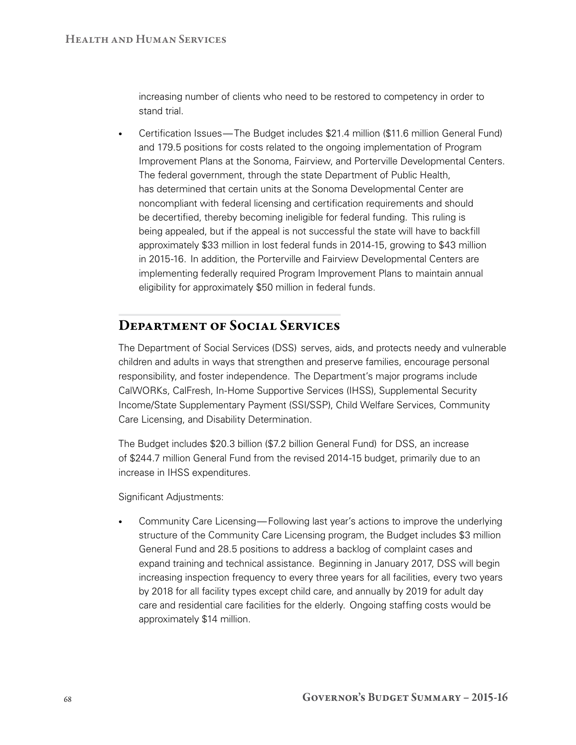increasing number of clients who need to be restored to competency in order to stand trial.

- Certification Issues—The Budget includes $21.4 million ($11.6 million General Fund) and 179.5 positions for costs related to the ongoing implementation of Program Improvement Plans at the Sonoma, Fairview, and Porterville Developmental Centers. The federal government, through the state Department of Public Health, has determined that certain units at the Sonoma Developmental Center are noncompliant with federal licensing and certification requirements and should be decertified, thereby becoming ineligible for federal funding. This ruling is being appealed, but if the appeal is not successful the state will have to backfill approximately $33 million in lost federal funds in 2014-15, growing to $43 million in 2015-16. In addition, the Porterville and Fairview Developmental Centers are implementing federally required Program Improvement Plans to maintain annual eligibility for approximately $50 million in federal funds.

## Department of Social Services

The Department of Social Services (DSS) serves, aids, and protects needy and vulnerable children and adults in ways that strengthen and preserve families, encourage personal responsibility, and foster independence. The Department's major programs include CalWORKs, CalFresh, In-Home Supportive Services (IHSS), Supplemental Security Income/State Supplementary Payment (SSI/SSP), Child Welfare Services, Community Care Licensing, and Disability Determination.

The Budget includes $20.3 billion ($7.2 billion General Fund) for DSS, an increase of $244.7 million General Fund from the revised 2014-15 budget, primarily due to an increase in IHSS expenditures.

Significant Adjustments:

- Community Care Licensing—Following last year's actions to improve the underlying structure of the Community Care Licensing program, the Budget includes $3 million General Fund and 28.5 positions to address a backlog of complaint cases and expand training and technical assistance. Beginning in January 2017, DSS will begin increasing inspection frequency to every three years for all facilities, every two years by 2018 for all facility types except child care, and annually by 2019 for adult day care and residential care facilities for the elderly. Ongoing staffing costs would be approximately $14 million.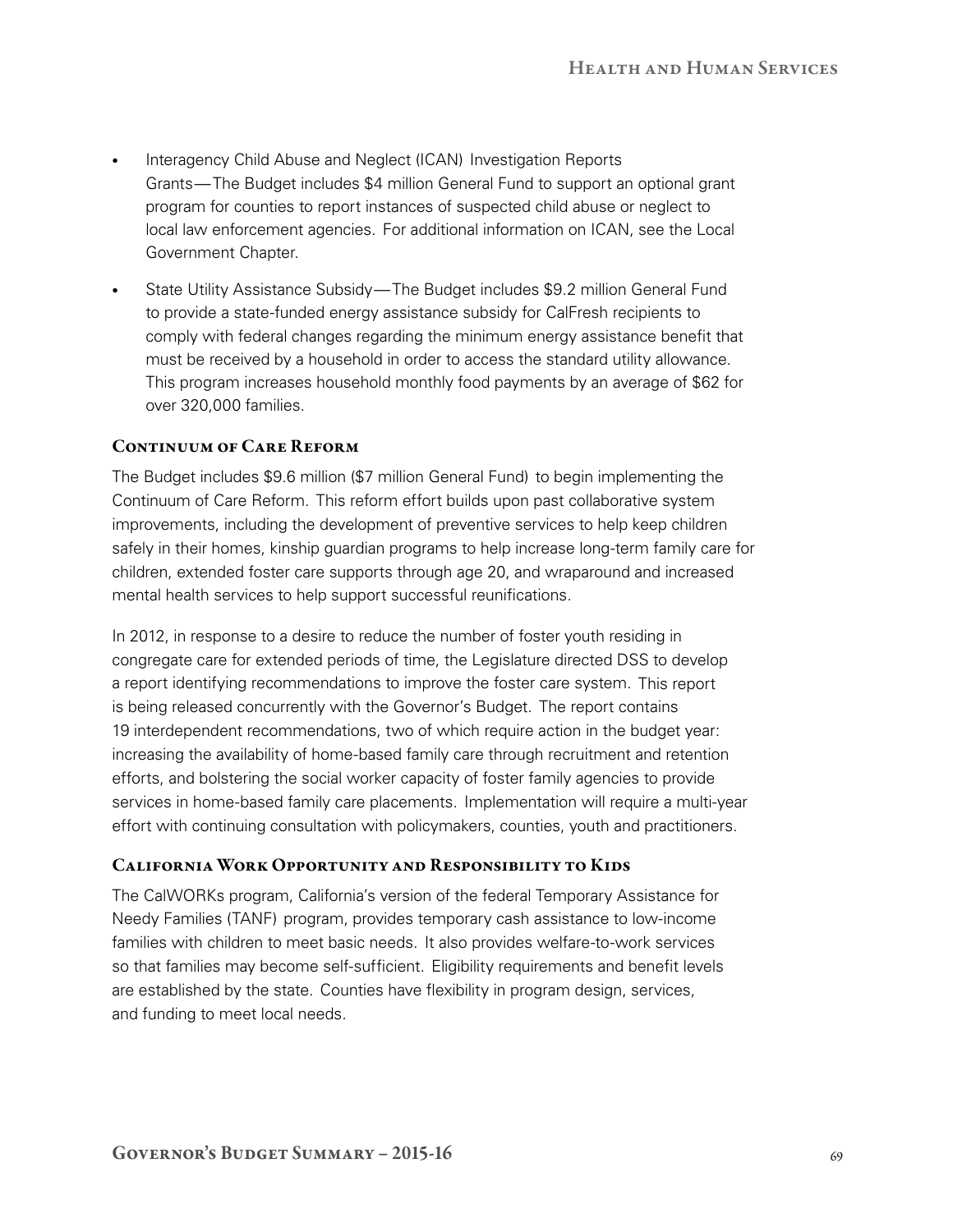- Interagency Child Abuse and Neglect (ICAN) Investigation Reports Grants—The Budget includes $4 million General Fund to support an optional grant program for counties to report instances of suspected child abuse or neglect to local law enforcement agencies. For additional information on ICAN, see the Local Government Chapter.

- State Utility Assistance Subsidy—The Budget includes $9.2 million General Fund to provide a state-funded energy assistance subsidy for CalFresh recipients to comply with federal changes regarding the minimum energy assistance benefit that must be received by a household in order to access the standard utility allowance. This program increases household monthly food payments by an average of $62 for over 320,000 families.

### Continuum of Care Reform

The Budget includes $9.6 million ($7 million General Fund) to begin implementing the Continuum of Care Reform. This reform effort builds upon past collaborative system improvements, including the development of preventive services to help keep children safely in their homes, kinship guardian programs to help increase long-term family care for children, extended foster care supports through age 20, and wraparound and increased mental health services to help support successful reunifications.

In 2012, in response to a desire to reduce the number of foster youth residing in congregate care for extended periods of time, the Legislature directed DSS to develop a report identifying recommendations to improve the foster care system. This report is being released concurrently with the Governor's Budget. The report contains 19 interdependent recommendations, two of which require action in the budget year: increasing the availability of home-based family care through recruitment and retention efforts, and bolstering the social worker capacity of foster family agencies to provide services in home-based family care placements. Implementation will require a multi-year effort with continuing consultation with policymakers, counties, youth and practitioners.

### California Work Opportunity and Responsibility to Kids

The CalWORKs program, California's version of the federal Temporary Assistance for Needy Families (TANF) program, provides temporary cash assistance to low-income families with children to meet basic needs. It also provides welfare-to-work services so that families may become self-sufficient. Eligibility requirements and benefit levels are established by the state. Counties have flexibility in program design, services, and funding to meet local needs.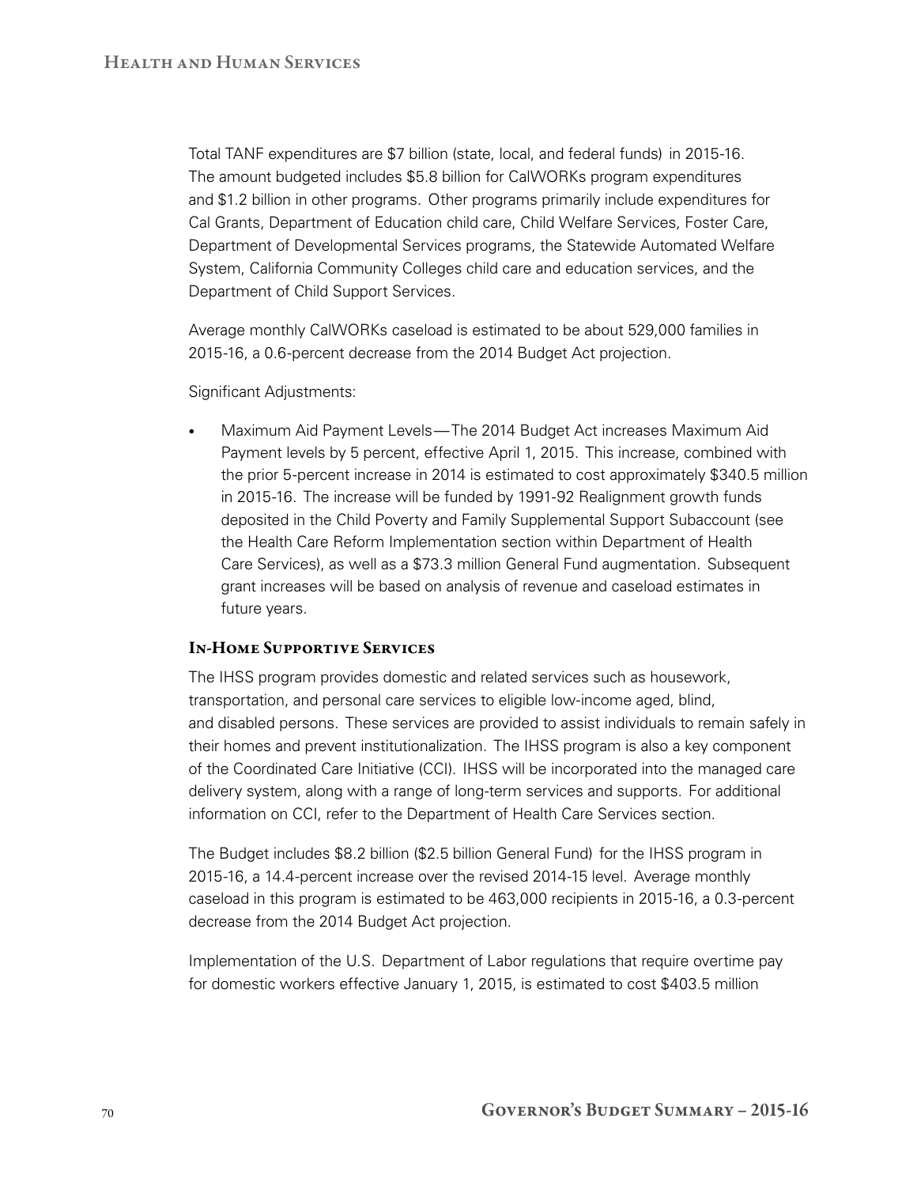Total TANF expenditures are $7 billion (state, local, and federal funds) in 2015-16. The amount budgeted includes $5.8 billion for CalWORKs program expenditures and $1.2 billion in other programs. Other programs primarily include expenditures for Cal Grants, Department of Education child care, Child Welfare Services, Foster Care, Department of Developmental Services programs, the Statewide Automated Welfare System, California Community Colleges child care and education services, and the Department of Child Support Services.

Average monthly CalWORKs caseload is estimated to be about 529,000 families in 2015-16, a 0.6-percent decrease from the 2014 Budget Act projection.

Significant Adjustments:

- Maximum Aid Payment Levels—The 2014 Budget Act increases Maximum Aid Payment levels by 5 percent, effective April 1, 2015. This increase, combined with the prior 5-percent increase in 2014 is estimated to cost approximately $340.5 million in 2015-16. The increase will be funded by 1991-92 Realignment growth funds deposited in the Child Poverty and Family Supplemental Support Subaccount (see the Health Care Reform Implementation section within Department of Health Care Services), as well as a $73.3 million General Fund augmentation. Subsequent grant increases will be based on analysis of revenue and caseload estimates in future years.

### In-Home Supportive Services

The IHSS program provides domestic and related services such as housework, transportation, and personal care services to eligible low-income aged, blind, and disabled persons. These services are provided to assist individuals to remain safely in their homes and prevent institutionalization. The IHSS program is also a key component of the Coordinated Care Initiative (CCI). IHSS will be incorporated into the managed care delivery system, along with a range of long-term services and supports. For additional information on CCI, refer to the Department of Health Care Services section.

The Budget includes $8.2 billion ($2.5 billion General Fund) for the IHSS program in 2015-16, a 14.4-percent increase over the revised 2014-15 level. Average monthly caseload in this program is estimated to be 463,000 recipients in 2015-16, a 0.3-percent decrease from the 2014 Budget Act projection.

Implementation of the U.S. Department of Labor regulations that require overtime pay for domestic workers effective January 1, 2015, is estimated to cost $403.5 million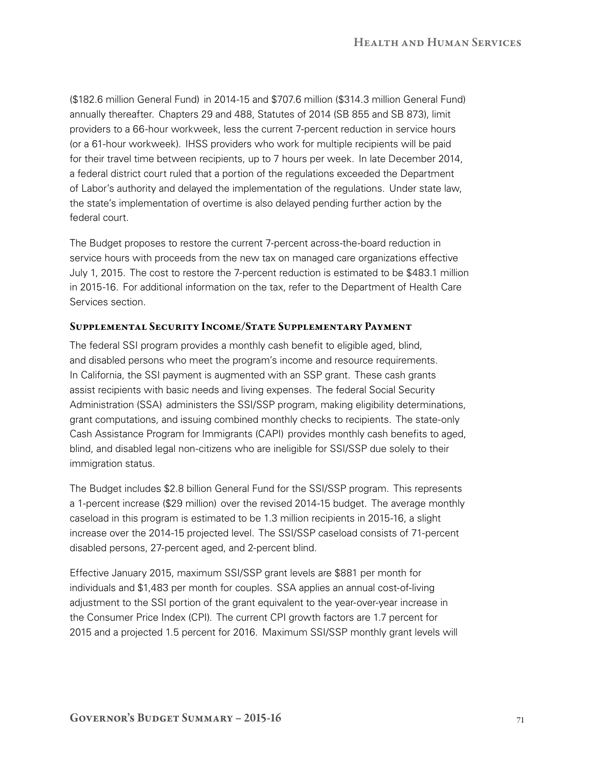($182.6 million General Fund) in 2014-15 and $707.6 million ($314.3 million General Fund) annually thereafter. Chapters 29 and 488, Statutes of 2014 (SB 855 and SB 873), limit providers to a 66-hour workweek, less the current 7-percent reduction in service hours (or a 61-hour workweek). IHSS providers who work for multiple recipients will be paid for their travel time between recipients, up to 7 hours per week. In late December 2014, a federal district court ruled that a portion of the regulations exceeded the Department of Labor's authority and delayed the implementation of the regulations. Under state law, the state's implementation of overtime is also delayed pending further action by the federal court.

The Budget proposes to restore the current 7-percent across-the-board reduction in service hours with proceeds from the new tax on managed care organizations effective July 1, 2015. The cost to restore the 7-percent reduction is estimated to be $483.1 million in 2015-16. For additional information on the tax, refer to the Department of Health Care Services section.

### Supplemental Security Income/State Supplementary Payment

The federal SSI program provides a monthly cash benefit to eligible aged, blind, and disabled persons who meet the program's income and resource requirements. In California, the SSI payment is augmented with an SSP grant. These cash grants assist recipients with basic needs and living expenses. The federal Social Security Administration (SSA) administers the SSI/SSP program, making eligibility determinations, grant computations, and issuing combined monthly checks to recipients. The state-only Cash Assistance Program for Immigrants (CAPI) provides monthly cash benefits to aged, blind, and disabled legal non-citizens who are ineligible for SSI/SSP due solely to their immigration status.

The Budget includes $2.8 billion General Fund for the SSI/SSP program. This represents a 1-percent increase ($29 million) over the revised 2014-15 budget. The average monthly caseload in this program is estimated to be 1.3 million recipients in 2015-16, a slight increase over the 2014-15 projected level. The SSI/SSP caseload consists of 71-percent disabled persons, 27-percent aged, and 2-percent blind.

Effective January 2015, maximum SSI/SSP grant levels are $881 per month for individuals and $1,483 per month for couples. SSA applies an annual cost-of-living adjustment to the SSI portion of the grant equivalent to the year-over-year increase in the Consumer Price Index (CPI). The current CPI growth factors are 1.7 percent for 2015 and a projected 1.5 percent for 2016. Maximum SSI/SSP monthly grant levels will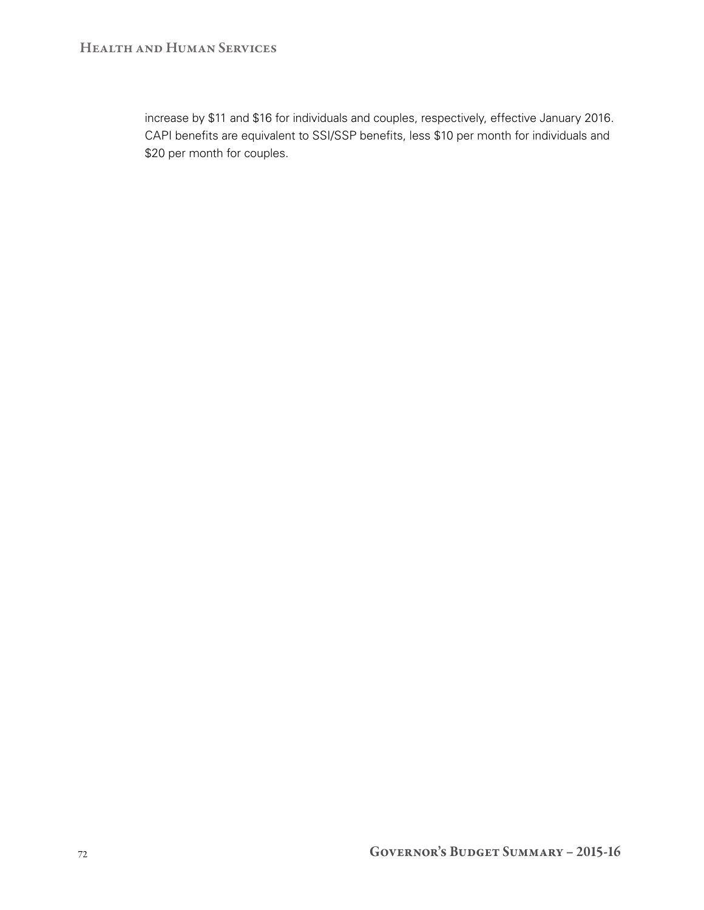increase by $11 and $16 for individuals and couples, respectively, effective January 2016. CAPI benefits are equivalent to SSI/SSP benefits, less $10 per month for individuals and $20 per month for couples.